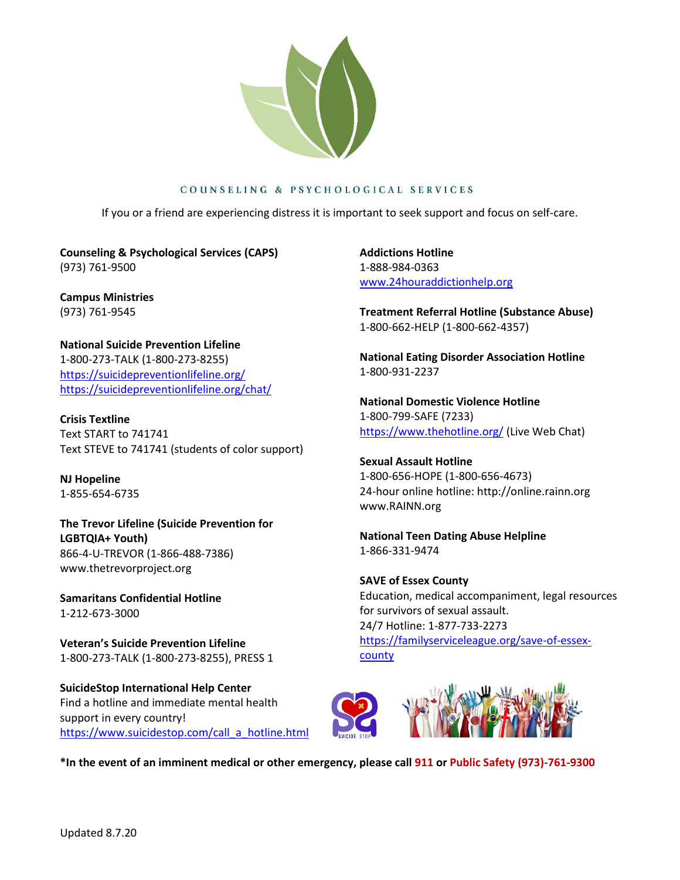## COUNSELING & PSYCHOLOGICAL SERVICES

If you or a friend are experiencing distress it is important to seek support and focus on self-care.

**Counseling & Psychological Services (CAPS)**
(973) 761-9500

**Campus Ministries**
(973) 761-9545

**National Suicide Prevention Lifeline**
1-800-273-TALK (1-800-273-8255)
https://suicidepreventionlifeline.org/
https://suicidepreventionlifeline.org/chat/

**Crisis Textline**
Text START to 741741
Text STEVE to 741741 (students of color support)

**NJ Hopeline**
1-855-654-6735

**The Trevor Lifeline (Suicide Prevention for LGBTQIA+ Youth)**
866-4-U-TREVOR (1-866-488-7386)
www.thetrevorproject.org

**Samaritans Confidential Hotline**
1-212-673-3000

**Veteran's Suicide Prevention Lifeline**
1-800-273-TALK (1-800-273-8255), PRESS 1

**SuicideStop International Help Center**
Find a hotline and immediate mental health support in every country!
https://www.suicidestop.com/call_a_hotline.html

**Addictions Hotline**
1-888-984-0363
www.24houraddictionhelp.org

**Treatment Referral Hotline (Substance Abuse)**
1-800-662-HELP (1-800-662-4357)

**National Eating Disorder Association Hotline**
1-800-931-2237

**National Domestic Violence Hotline**
1-800-799-SAFE (7233)
https://www.thehotline.org/ (Live Web Chat)

**Sexual Assault Hotline**
1-800-656-HOPE (1-800-656-4673)
24-hour online hotline: http://online.rainn.org
www.RAINN.org

**National Teen Dating Abuse Helpline**
1-866-331-9474

**SAVE of Essex County**
Education, medical accompaniment, legal resources for survivors of sexual assault.
24/7 Hotline: 1-877-733-2273
https://familyserviceleague.org/save-of-essex-county

**\*In the event of an imminent medical or other emergency, please call 911 or Public Safety (973)-761-9300**

Updated 8.7.20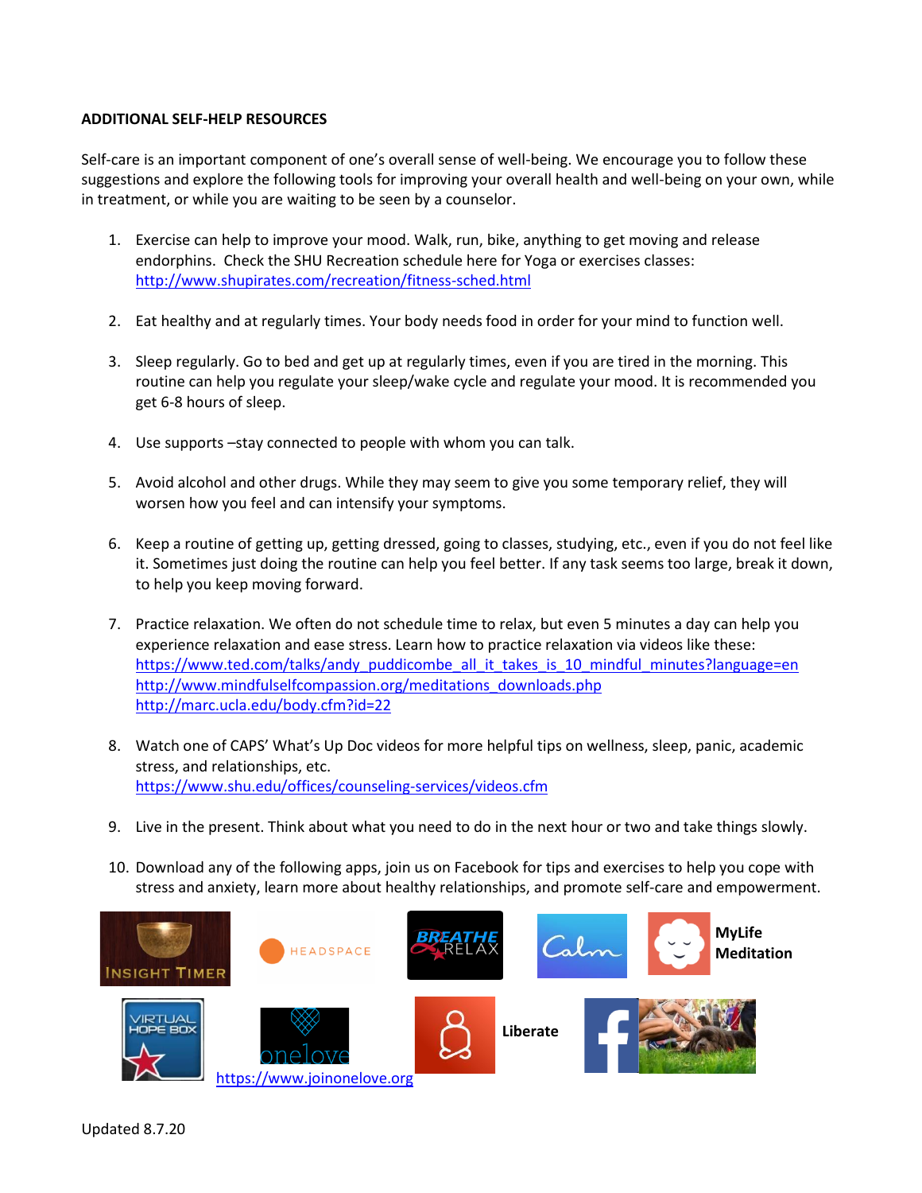**ADDITIONAL SELF-HELP RESOURCES**

Self-care is an important component of one's overall sense of well-being. We encourage you to follow these suggestions and explore the following tools for improving your overall health and well-being on your own, while in treatment, or while you are waiting to be seen by a counselor.

1. Exercise can help to improve your mood. Walk, run, bike, anything to get moving and release endorphins. Check the SHU Recreation schedule here for Yoga or exercises classes: http://www.shupirates.com/recreation/fitness-sched.html

2. Eat healthy and at regularly times. Your body needs food in order for your mind to function well.

3. Sleep regularly. Go to bed and get up at regularly times, even if you are tired in the morning. This routine can help you regulate your sleep/wake cycle and regulate your mood. It is recommended you get 6-8 hours of sleep.

4. Use supports –stay connected to people with whom you can talk.

5. Avoid alcohol and other drugs. While they may seem to give you some temporary relief, they will worsen how you feel and can intensify your symptoms.

6. Keep a routine of getting up, getting dressed, going to classes, studying, etc., even if you do not feel like it. Sometimes just doing the routine can help you feel better. If any task seems too large, break it down, to help you keep moving forward.

7. Practice relaxation. We often do not schedule time to relax, but even 5 minutes a day can help you experience relaxation and ease stress. Learn how to practice relaxation via videos like these:
   https://www.ted.com/talks/andy_puddicombe_all_it_takes_is_10_mindful_minutes?language=en
   http://www.mindfulselfcompassion.org/meditations_downloads.php
   http://marc.ucla.edu/body.cfm?id=22

8. Watch one of CAPS' What's Up Doc videos for more helpful tips on wellness, sleep, panic, academic stress, and relationships, etc.
   https://www.shu.edu/offices/counseling-services/videos.cfm

9. Live in the present. Think about what you need to do in the next hour or two and take things slowly.

10. Download any of the following apps, join us on Facebook for tips and exercises to help you cope with stress and anxiety, learn more about healthy relationships, and promote self-care and empowerment.

INSIGHT TIMER   HEADSPACE   BREATHE RELAX   Calm   **MyLife Meditation**

VIRTUAL HOPE BOX   onelove https://www.joinonelove.org   **Liberate**

Updated 8.7.20